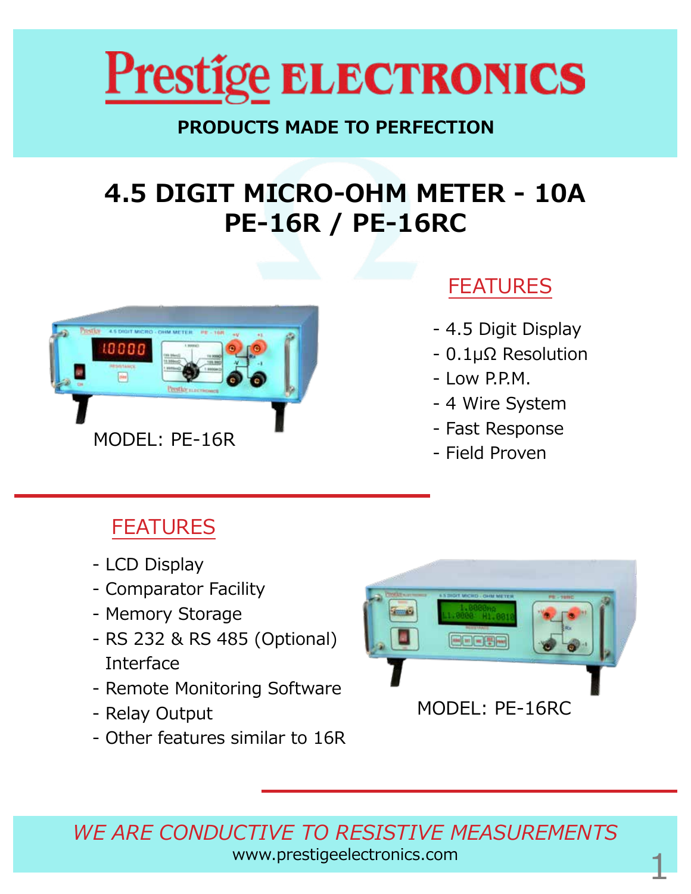# Prestige ELECTRONICS

**PRODUCTS MADE TO PERFECTION**

## 4.5 DIGIT MICRO-OHM METER - 10A
## PE-16R / PE-16RC

MODEL: PE-16R

### FEATURES

- 4.5 Digit Display
- 0.1μΩ Resolution
- Low P.P.M.
- 4 Wire System
- Fast Response
- Field Proven

### FEATURES

- LCD Display
- Comparator Facility
- Memory Storage
- RS 232 & RS 485 (Optional) Interface
- Remote Monitoring Software
- Relay Output
- Other features similar to 16R

MODEL: PE-16RC

*WE ARE CONDUCTIVE TO RESISTIVE MEASUREMENTS*

www.prestigeelectronics.com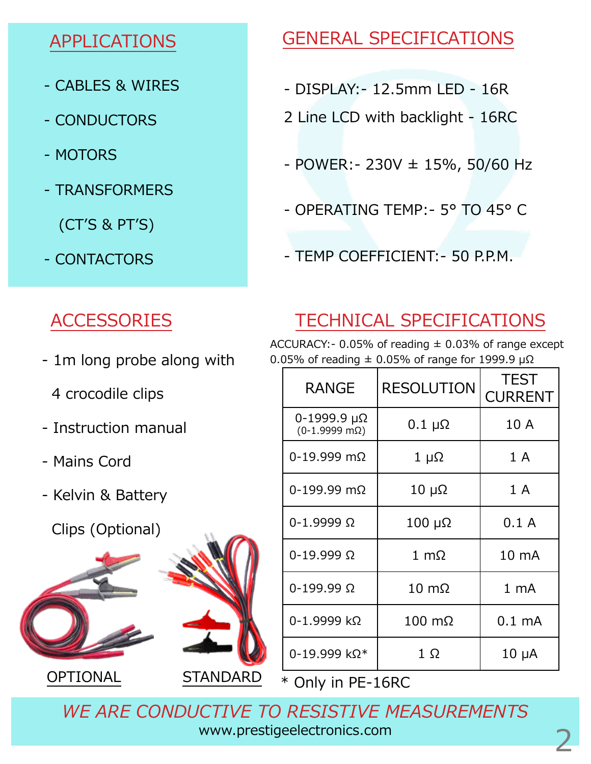## APPLICATIONS

- CABLES & WIRES
- CONDUCTORS
- MOTORS
- TRANSFORMERS (CT'S & PT'S)
- CONTACTORS

## GENERAL SPECIFICATIONS

- DISPLAY:- 12.5mm LED - 16R
  2 Line LCD with backlight - 16RC
- POWER:- 230V ± 15%, 50/60 Hz
- OPERATING TEMP:- 5° TO 45° C
- TEMP COEFFICIENT:- 50 P.P.M.

## ACCESSORIES

- 1m long probe along with 4 crocodile clips
- Instruction manual
- Mains Cord
- Kelvin & Battery Clips (Optional)

OPTIONAL

STANDARD

## TECHNICAL SPECIFICATIONS

ACCURACY:- 0.05% of reading ± 0.03% of range except 0.05% of reading ± 0.05% of range for 1999.9 μΩ

| RANGE | RESOLUTION | TEST CURRENT |
|---|---|---|
| 0-1999.9 μΩ (0-1.9999 mΩ) | 0.1 μΩ | 10 A |
| 0-19.999 mΩ | 1 μΩ | 1 A |
| 0-199.99 mΩ | 10 μΩ | 1 A |
| 0-1.9999 Ω | 100 μΩ | 0.1 A |
| 0-19.999 Ω | 1 mΩ | 10 mA |
| 0-199.99 Ω | 10 mΩ | 1 mA |
| 0-1.9999 kΩ | 100 mΩ | 0.1 mA |
| 0-19.999 kΩ* | 1 Ω | 10 μA |

\* Only in PE-16RC

*WE ARE CONDUCTIVE TO RESISTIVE MEASUREMENTS*

www.prestigeelectronics.com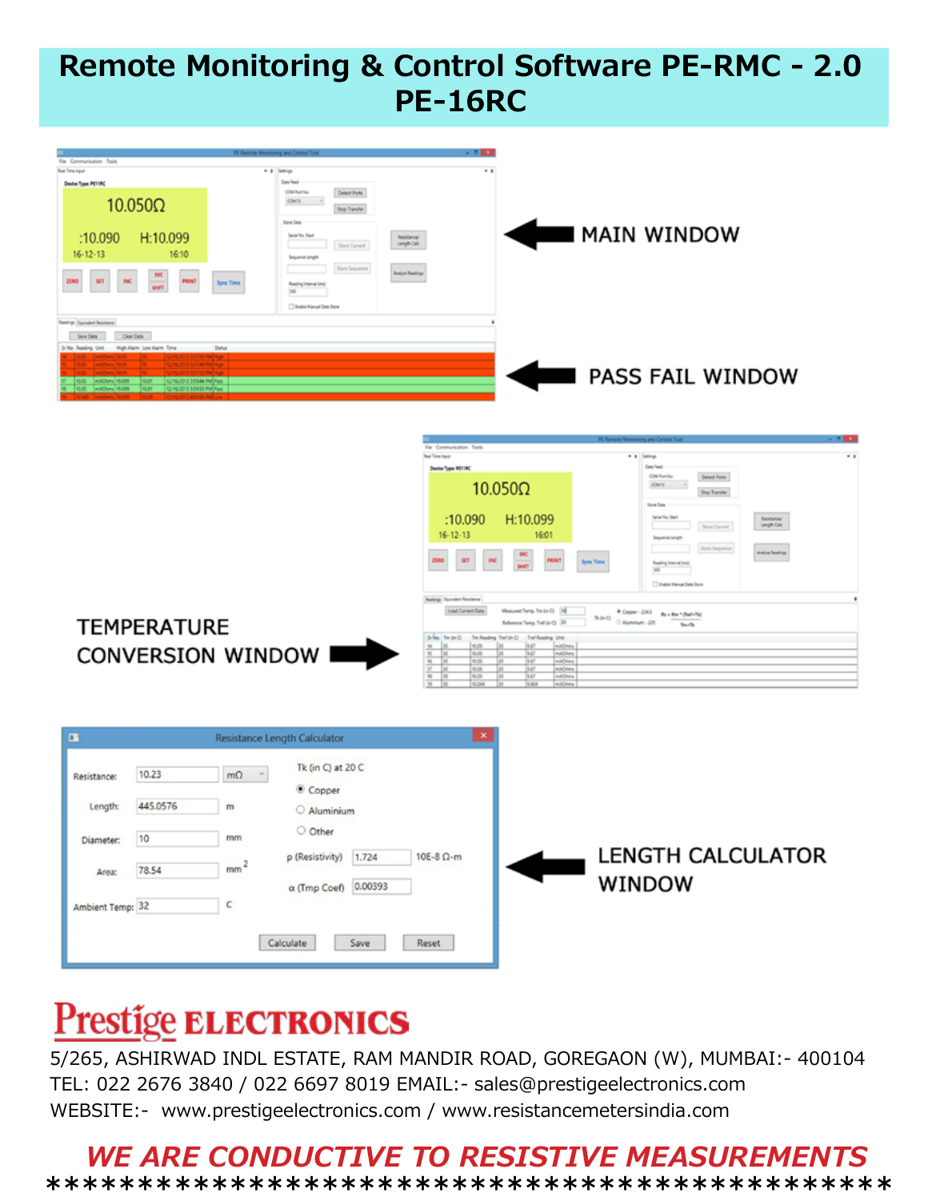# Remote Monitoring & Control Software PE-RMC - 2.0
# PE-16RC

MAIN WINDOW

PASS FAIL WINDOW

TEMPERATURE CONVERSION WINDOW

LENGTH CALCULATOR WINDOW

**Prestige ELECTRONICS**

5/265, ASHIRWAD INDL ESTATE, RAM MANDIR ROAD, GOREGAON (W), MUMBAI:- 400104
TEL: 022 2676 3840 / 022 6697 8019 EMAIL:- sales@prestigeelectronics.com
WEBSITE:- www.prestigeelectronics.com / www.resistancemetersindia.com

***WE ARE CONDUCTIVE TO RESISTIVE MEASUREMENTS***

**************************************************